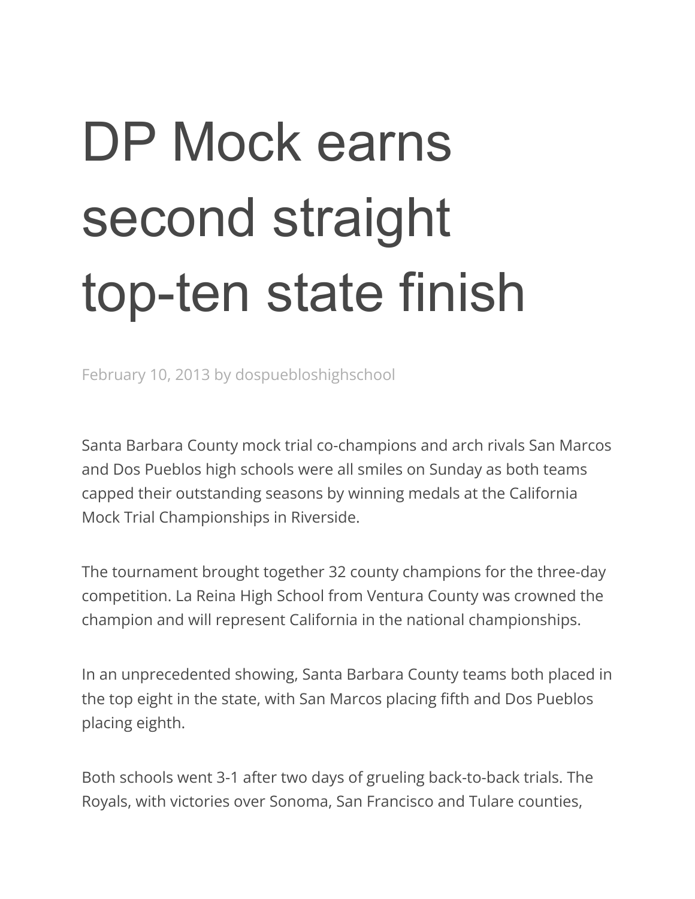# DP Mock earns second straight top-ten state finish

February 10, 2013 by dospuebloshighschool

Santa Barbara County mock trial co-champions and arch rivals San Marcos and Dos Pueblos high schools were all smiles on Sunday as both teams capped their outstanding seasons by winning medals at the California Mock Trial Championships in Riverside.

The tournament brought together 32 county champions for the three-day competition. La Reina High School from Ventura County was crowned the champion and will represent California in the national championships.

In an unprecedented showing, Santa Barbara County teams both placed in the top eight in the state, with San Marcos placing fifth and Dos Pueblos placing eighth.

Both schools went 3-1 after two days of grueling back-to-back trials. The Royals, with victories over Sonoma, San Francisco and Tulare counties,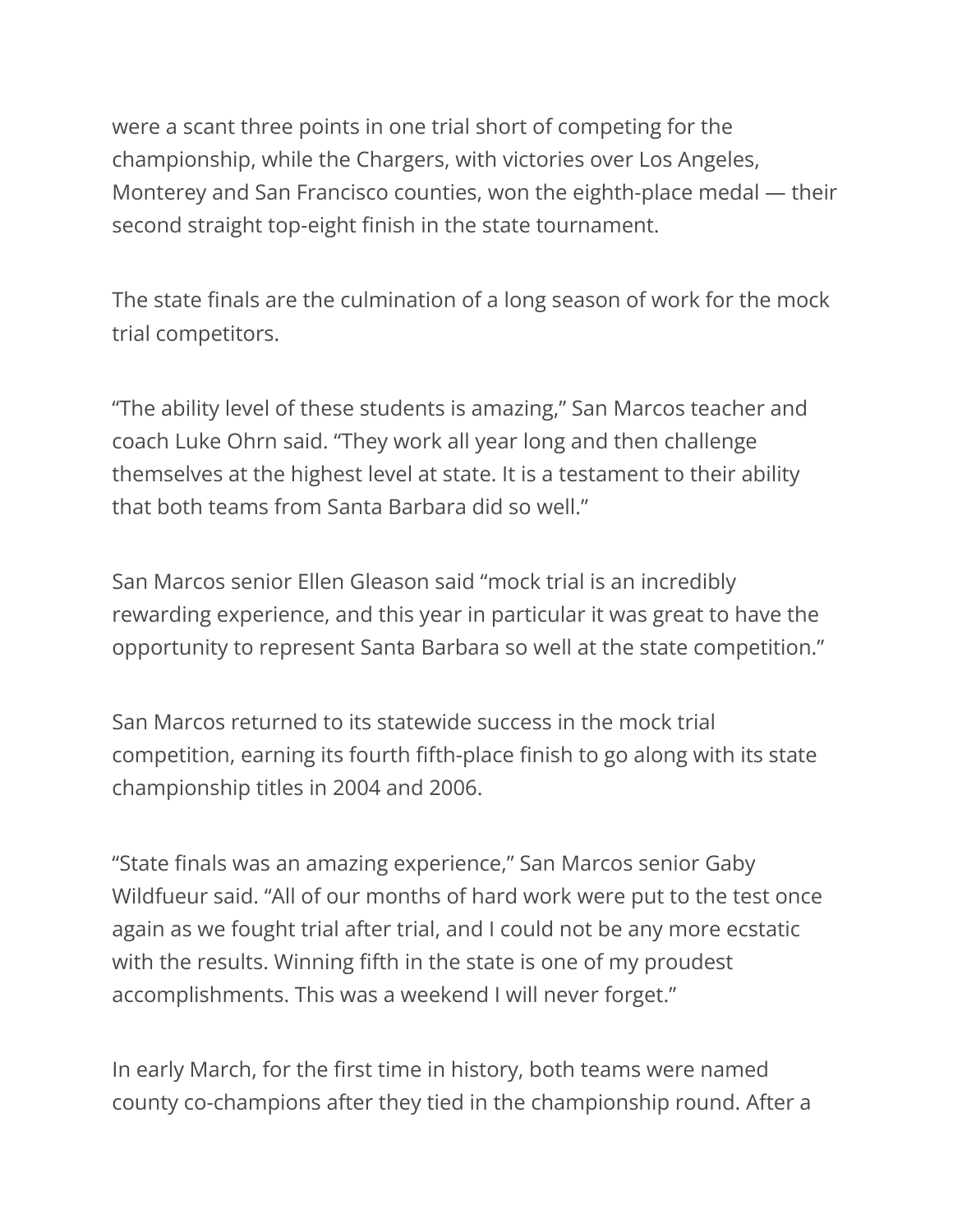were a scant three points in one trial short of competing for the championship, while the Chargers, with victories over Los Angeles, Monterey and San Francisco counties, won the eighth-place medal — their second straight top-eight finish in the state tournament.

The state finals are the culmination of a long season of work for the mock trial competitors.

“The ability level of these students is amazing,” San Marcos teacher and coach Luke Ohrn said. “They work all year long and then challenge themselves at the highest level at state. It is a testament to their ability that both teams from Santa Barbara did so well.”

San Marcos senior Ellen Gleason said “mock trial is an incredibly rewarding experience, and this year in particular it was great to have the opportunity to represent Santa Barbara so well at the state competition.”

San Marcos returned to its statewide success in the mock trial competition, earning its fourth fifth-place finish to go along with its state championship titles in 2004 and 2006.

“State finals was an amazing experience,” San Marcos senior Gaby Wildfueur said. “All of our months of hard work were put to the test once again as we fought trial after trial, and I could not be any more ecstatic with the results. Winning fifth in the state is one of my proudest accomplishments. This was a weekend I will never forget.”

In early March, for the first time in history, both teams were named county co-champions after they tied in the championship round. After a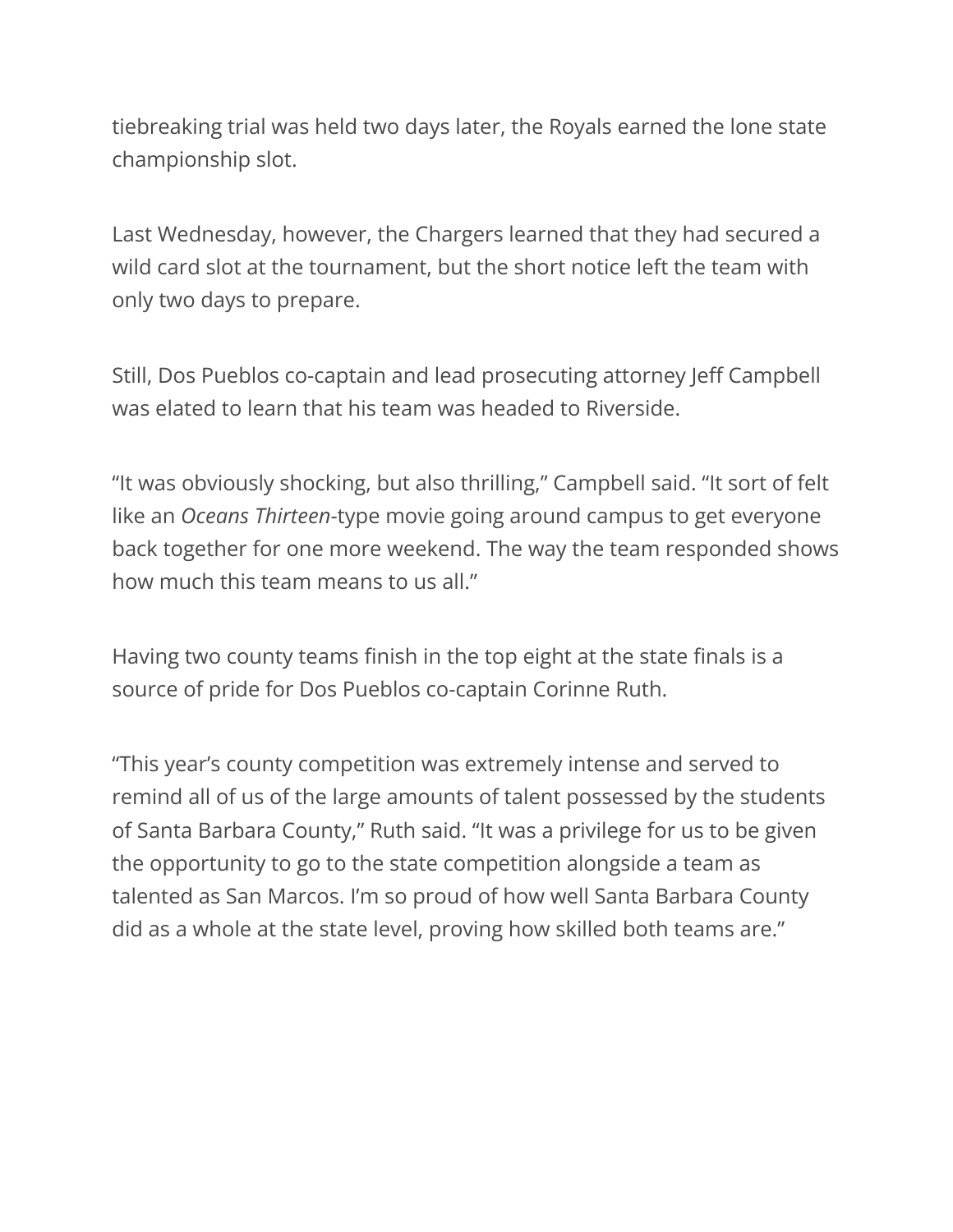tiebreaking trial was held two days later, the Royals earned the lone state championship slot.

Last Wednesday, however, the Chargers learned that they had secured a wild card slot at the tournament, but the short notice left the team with only two days to prepare.

Still, Dos Pueblos co-captain and lead prosecuting attorney Jeff Campbell was elated to learn that his team was headed to Riverside.

"It was obviously shocking, but also thrilling," Campbell said. "It sort of felt like an *Oceans Thirteen*-type movie going around campus to get everyone back together for one more weekend. The way the team responded shows how much this team means to us all."

Having two county teams finish in the top eight at the state finals is a source of pride for Dos Pueblos co-captain Corinne Ruth.

"This year's county competition was extremely intense and served to remind all of us of the large amounts of talent possessed by the students of Santa Barbara County," Ruth said. "It was a privilege for us to be given the opportunity to go to the state competition alongside a team as talented as San Marcos. I'm so proud of how well Santa Barbara County did as a whole at the state level, proving how skilled both teams are."